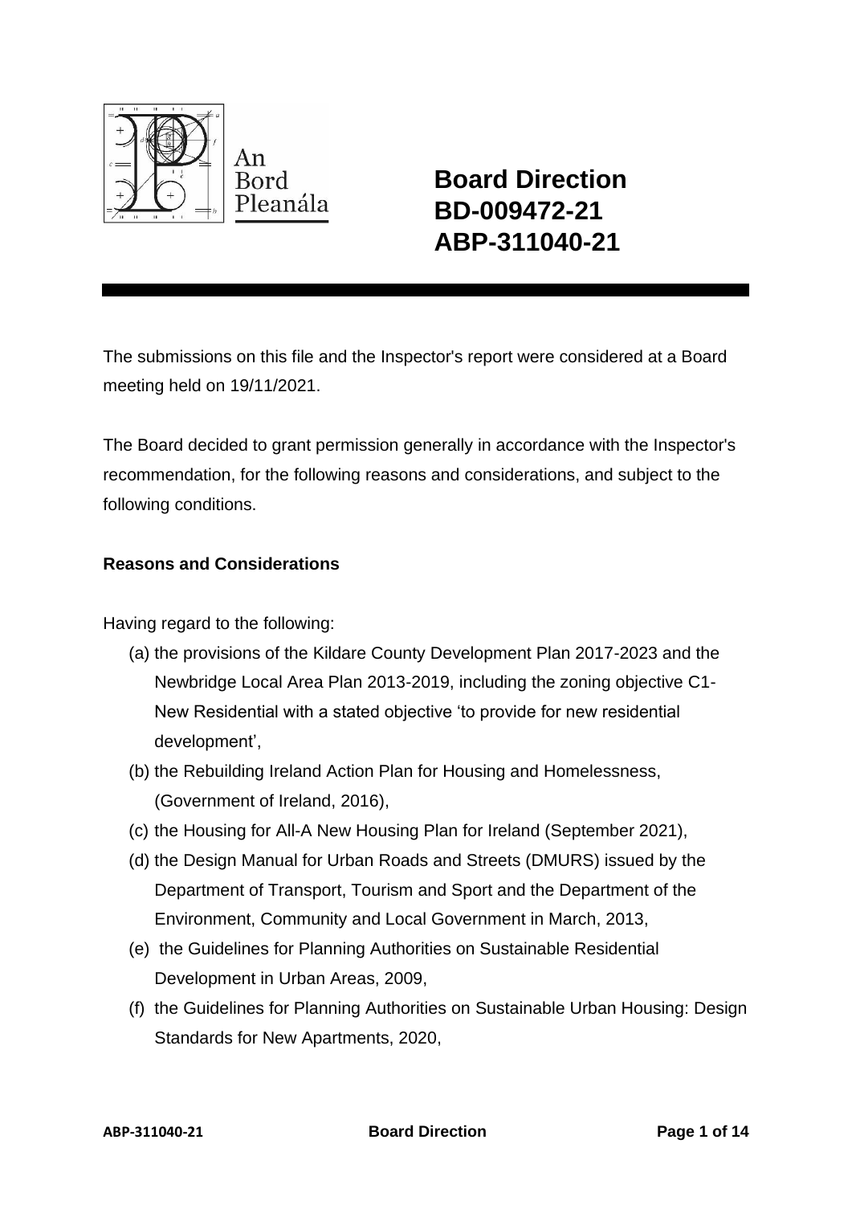An Bord Pleanála

# Board Direction BD-009472-21 ABP-311040-21

The submissions on this file and the Inspector's report were considered at a Board meeting held on 19/11/2021.

The Board decided to grant permission generally in accordance with the Inspector's recommendation, for the following reasons and considerations, and subject to the following conditions.

**Reasons and Considerations**

Having regard to the following:

(a) the provisions of the Kildare County Development Plan 2017-2023 and the Newbridge Local Area Plan 2013-2019, including the zoning objective C1-New Residential with a stated objective 'to provide for new residential development',

(b) the Rebuilding Ireland Action Plan for Housing and Homelessness, (Government of Ireland, 2016),

(c) the Housing for All-A New Housing Plan for Ireland (September 2021),

(d) the Design Manual for Urban Roads and Streets (DMURS) issued by the Department of Transport, Tourism and Sport and the Department of the Environment, Community and Local Government in March, 2013,

(e) the Guidelines for Planning Authorities on Sustainable Residential Development in Urban Areas, 2009,

(f) the Guidelines for Planning Authorities on Sustainable Urban Housing: Design Standards for New Apartments, 2020,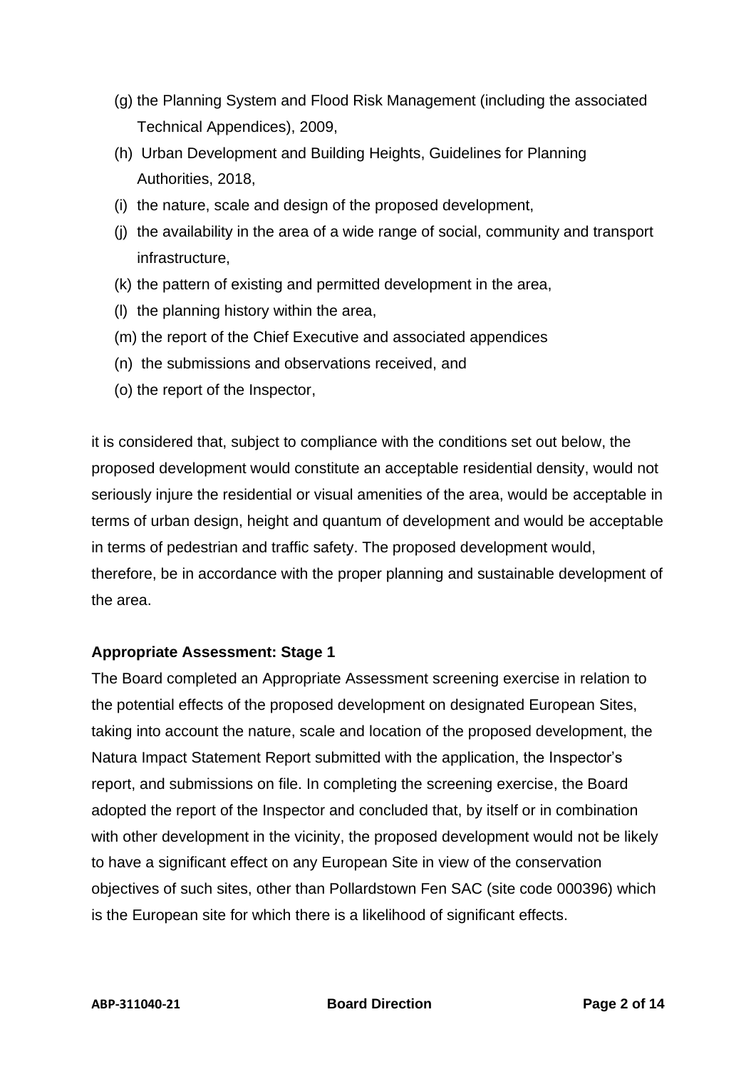(g) the Planning System and Flood Risk Management (including the associated Technical Appendices), 2009,

(h) Urban Development and Building Heights, Guidelines for Planning Authorities, 2018,

(i) the nature, scale and design of the proposed development,

(j) the availability in the area of a wide range of social, community and transport infrastructure,

(k) the pattern of existing and permitted development in the area,

(l) the planning history within the area,

(m) the report of the Chief Executive and associated appendices

(n) the submissions and observations received, and

(o) the report of the Inspector,

it is considered that, subject to compliance with the conditions set out below, the proposed development would constitute an acceptable residential density, would not seriously injure the residential or visual amenities of the area, would be acceptable in terms of urban design, height and quantum of development and would be acceptable in terms of pedestrian and traffic safety. The proposed development would, therefore, be in accordance with the proper planning and sustainable development of the area.

**Appropriate Assessment: Stage 1**

The Board completed an Appropriate Assessment screening exercise in relation to the potential effects of the proposed development on designated European Sites, taking into account the nature, scale and location of the proposed development, the Natura Impact Statement Report submitted with the application, the Inspector's report, and submissions on file. In completing the screening exercise, the Board adopted the report of the Inspector and concluded that, by itself or in combination with other development in the vicinity, the proposed development would not be likely to have a significant effect on any European Site in view of the conservation objectives of such sites, other than Pollardstown Fen SAC (site code 000396) which is the European site for which there is a likelihood of significant effects.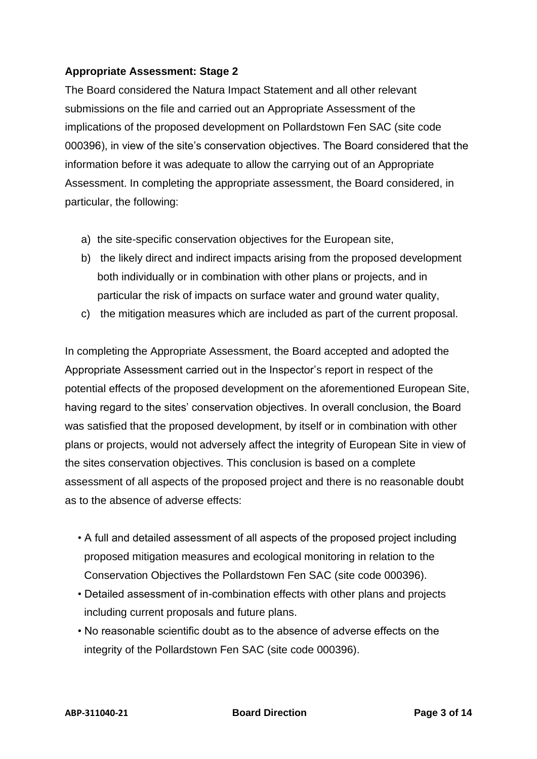**Appropriate Assessment: Stage 2**

The Board considered the Natura Impact Statement and all other relevant submissions on the file and carried out an Appropriate Assessment of the implications of the proposed development on Pollardstown Fen SAC (site code 000396), in view of the site's conservation objectives. The Board considered that the information before it was adequate to allow the carrying out of an Appropriate Assessment. In completing the appropriate assessment, the Board considered, in particular, the following:

a) the site-specific conservation objectives for the European site,
b) the likely direct and indirect impacts arising from the proposed development both individually or in combination with other plans or projects, and in particular the risk of impacts on surface water and ground water quality,
c) the mitigation measures which are included as part of the current proposal.

In completing the Appropriate Assessment, the Board accepted and adopted the Appropriate Assessment carried out in the Inspector's report in respect of the potential effects of the proposed development on the aforementioned European Site, having regard to the sites' conservation objectives. In overall conclusion, the Board was satisfied that the proposed development, by itself or in combination with other plans or projects, would not adversely affect the integrity of European Site in view of the sites conservation objectives. This conclusion is based on a complete assessment of all aspects of the proposed project and there is no reasonable doubt as to the absence of adverse effects:

- A full and detailed assessment of all aspects of the proposed project including proposed mitigation measures and ecological monitoring in relation to the Conservation Objectives the Pollardstown Fen SAC (site code 000396).
- Detailed assessment of in-combination effects with other plans and projects including current proposals and future plans.
- No reasonable scientific doubt as to the absence of adverse effects on the integrity of the Pollardstown Fen SAC (site code 000396).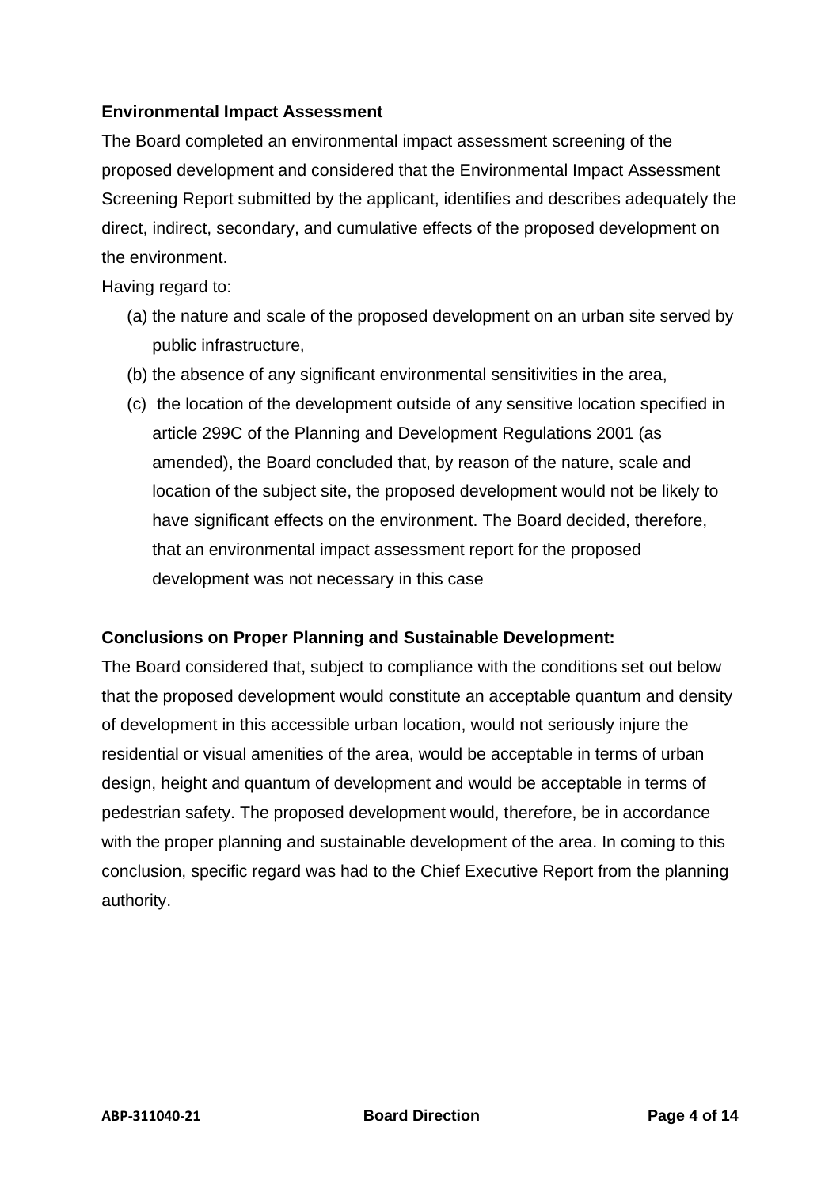**Environmental Impact Assessment**

The Board completed an environmental impact assessment screening of the proposed development and considered that the Environmental Impact Assessment Screening Report submitted by the applicant, identifies and describes adequately the direct, indirect, secondary, and cumulative effects of the proposed development on the environment.

Having regard to:

(a) the nature and scale of the proposed development on an urban site served by public infrastructure,

(b) the absence of any significant environmental sensitivities in the area,

(c) the location of the development outside of any sensitive location specified in article 299C of the Planning and Development Regulations 2001 (as amended), the Board concluded that, by reason of the nature, scale and location of the subject site, the proposed development would not be likely to have significant effects on the environment. The Board decided, therefore, that an environmental impact assessment report for the proposed development was not necessary in this case

**Conclusions on Proper Planning and Sustainable Development:**

The Board considered that, subject to compliance with the conditions set out below that the proposed development would constitute an acceptable quantum and density of development in this accessible urban location, would not seriously injure the residential or visual amenities of the area, would be acceptable in terms of urban design, height and quantum of development and would be acceptable in terms of pedestrian safety. The proposed development would, therefore, be in accordance with the proper planning and sustainable development of the area. In coming to this conclusion, specific regard was had to the Chief Executive Report from the planning authority.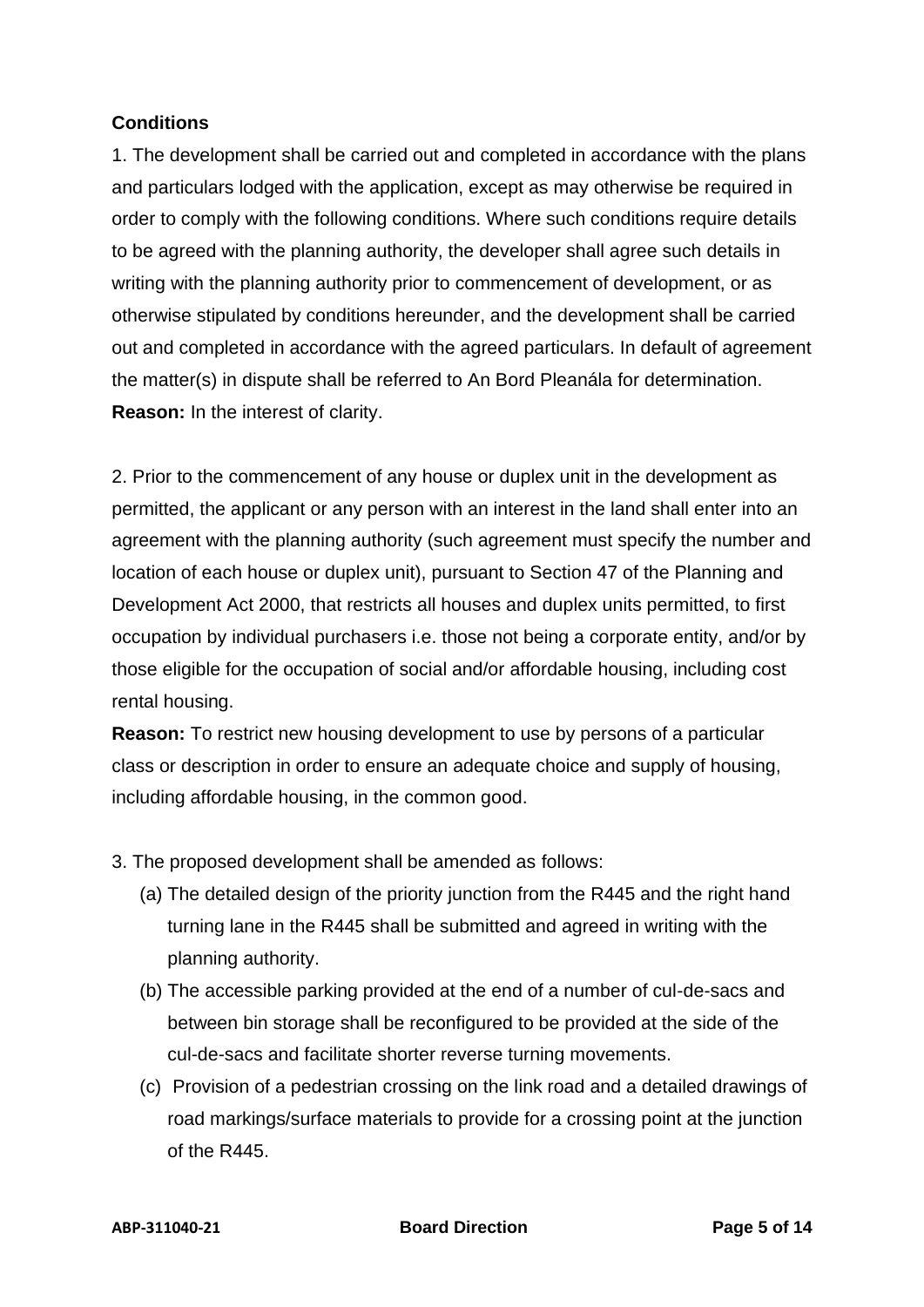**Conditions**

1. The development shall be carried out and completed in accordance with the plans and particulars lodged with the application, except as may otherwise be required in order to comply with the following conditions. Where such conditions require details to be agreed with the planning authority, the developer shall agree such details in writing with the planning authority prior to commencement of development, or as otherwise stipulated by conditions hereunder, and the development shall be carried out and completed in accordance with the agreed particulars. In default of agreement the matter(s) in dispute shall be referred to An Bord Pleanála for determination.
**Reason:** In the interest of clarity.

2. Prior to the commencement of any house or duplex unit in the development as permitted, the applicant or any person with an interest in the land shall enter into an agreement with the planning authority (such agreement must specify the number and location of each house or duplex unit), pursuant to Section 47 of the Planning and Development Act 2000, that restricts all houses and duplex units permitted, to first occupation by individual purchasers i.e. those not being a corporate entity, and/or by those eligible for the occupation of social and/or affordable housing, including cost rental housing.
**Reason:** To restrict new housing development to use by persons of a particular class or description in order to ensure an adequate choice and supply of housing, including affordable housing, in the common good.

3. The proposed development shall be amended as follows:

   (a) The detailed design of the priority junction from the R445 and the right hand turning lane in the R445 shall be submitted and agreed in writing with the planning authority.

   (b) The accessible parking provided at the end of a number of cul-de-sacs and between bin storage shall be reconfigured to be provided at the side of the cul-de-sacs and facilitate shorter reverse turning movements.

   (c) Provision of a pedestrian crossing on the link road and a detailed drawings of road markings/surface materials to provide for a crossing point at the junction of the R445.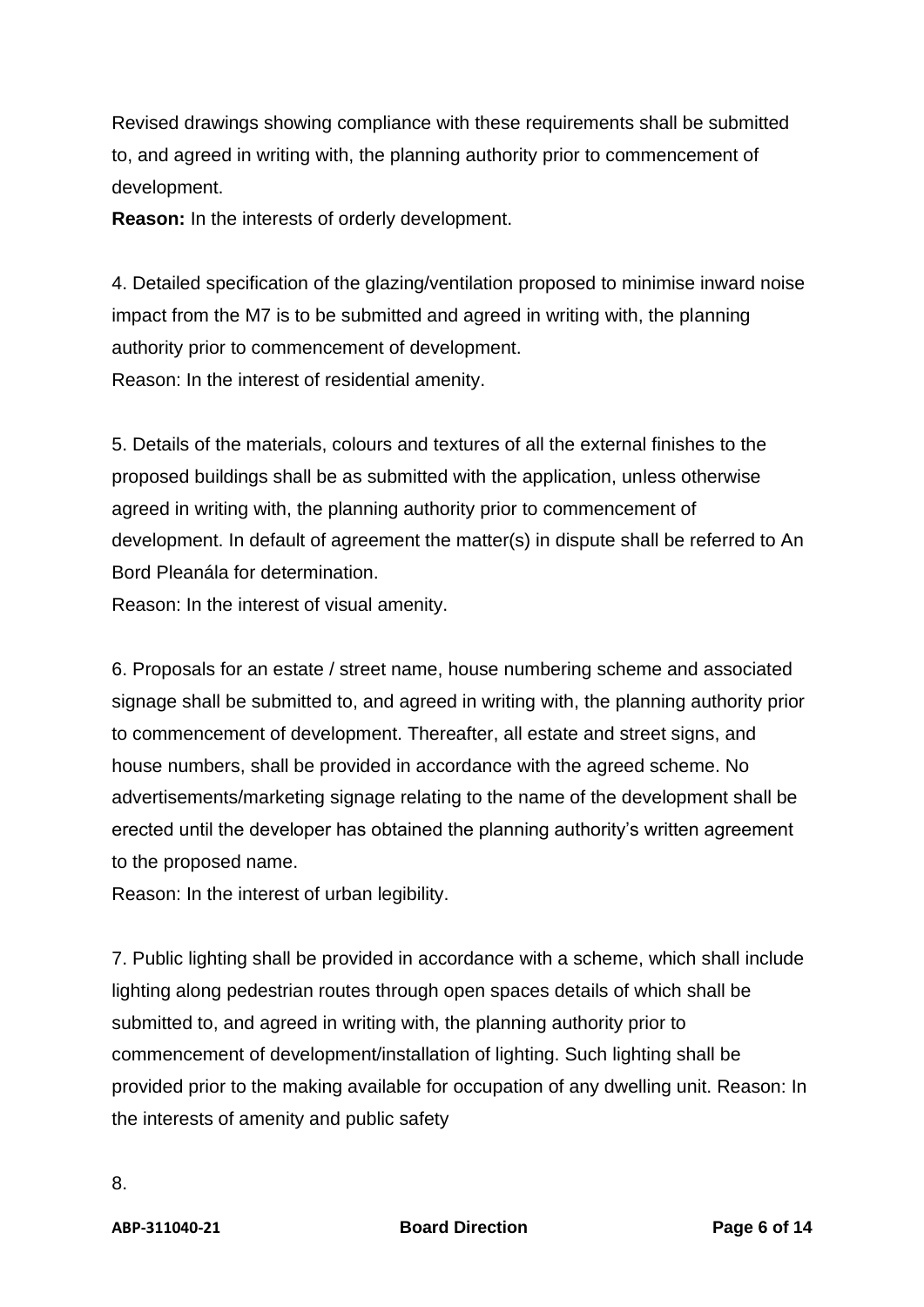Revised drawings showing compliance with these requirements shall be submitted to, and agreed in writing with, the planning authority prior to commencement of development.

**Reason:** In the interests of orderly development.

4. Detailed specification of the glazing/ventilation proposed to minimise inward noise impact from the M7 is to be submitted and agreed in writing with, the planning authority prior to commencement of development.

Reason: In the interest of residential amenity.

5. Details of the materials, colours and textures of all the external finishes to the proposed buildings shall be as submitted with the application, unless otherwise agreed in writing with, the planning authority prior to commencement of development. In default of agreement the matter(s) in dispute shall be referred to An Bord Pleanála for determination.

Reason: In the interest of visual amenity.

6. Proposals for an estate / street name, house numbering scheme and associated signage shall be submitted to, and agreed in writing with, the planning authority prior to commencement of development. Thereafter, all estate and street signs, and house numbers, shall be provided in accordance with the agreed scheme. No advertisements/marketing signage relating to the name of the development shall be erected until the developer has obtained the planning authority's written agreement to the proposed name.

Reason: In the interest of urban legibility.

7. Public lighting shall be provided in accordance with a scheme, which shall include lighting along pedestrian routes through open spaces details of which shall be submitted to, and agreed in writing with, the planning authority prior to commencement of development/installation of lighting. Such lighting shall be provided prior to the making available for occupation of any dwelling unit. Reason: In the interests of amenity and public safety

8.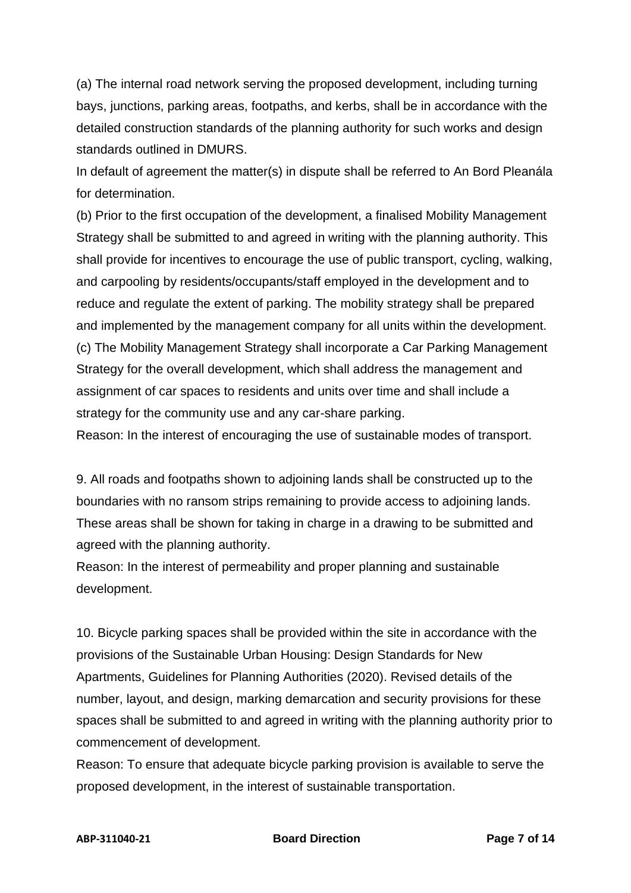(a) The internal road network serving the proposed development, including turning bays, junctions, parking areas, footpaths, and kerbs, shall be in accordance with the detailed construction standards of the planning authority for such works and design standards outlined in DMURS.

In default of agreement the matter(s) in dispute shall be referred to An Bord Pleanála for determination.

(b) Prior to the first occupation of the development, a finalised Mobility Management Strategy shall be submitted to and agreed in writing with the planning authority. This shall provide for incentives to encourage the use of public transport, cycling, walking, and carpooling by residents/occupants/staff employed in the development and to reduce and regulate the extent of parking. The mobility strategy shall be prepared and implemented by the management company for all units within the development.

(c) The Mobility Management Strategy shall incorporate a Car Parking Management Strategy for the overall development, which shall address the management and assignment of car spaces to residents and units over time and shall include a strategy for the community use and any car-share parking.

Reason: In the interest of encouraging the use of sustainable modes of transport.

9. All roads and footpaths shown to adjoining lands shall be constructed up to the boundaries with no ransom strips remaining to provide access to adjoining lands. These areas shall be shown for taking in charge in a drawing to be submitted and agreed with the planning authority.

Reason: In the interest of permeability and proper planning and sustainable development.

10. Bicycle parking spaces shall be provided within the site in accordance with the provisions of the Sustainable Urban Housing: Design Standards for New Apartments, Guidelines for Planning Authorities (2020). Revised details of the number, layout, and design, marking demarcation and security provisions for these spaces shall be submitted to and agreed in writing with the planning authority prior to commencement of development.

Reason: To ensure that adequate bicycle parking provision is available to serve the proposed development, in the interest of sustainable transportation.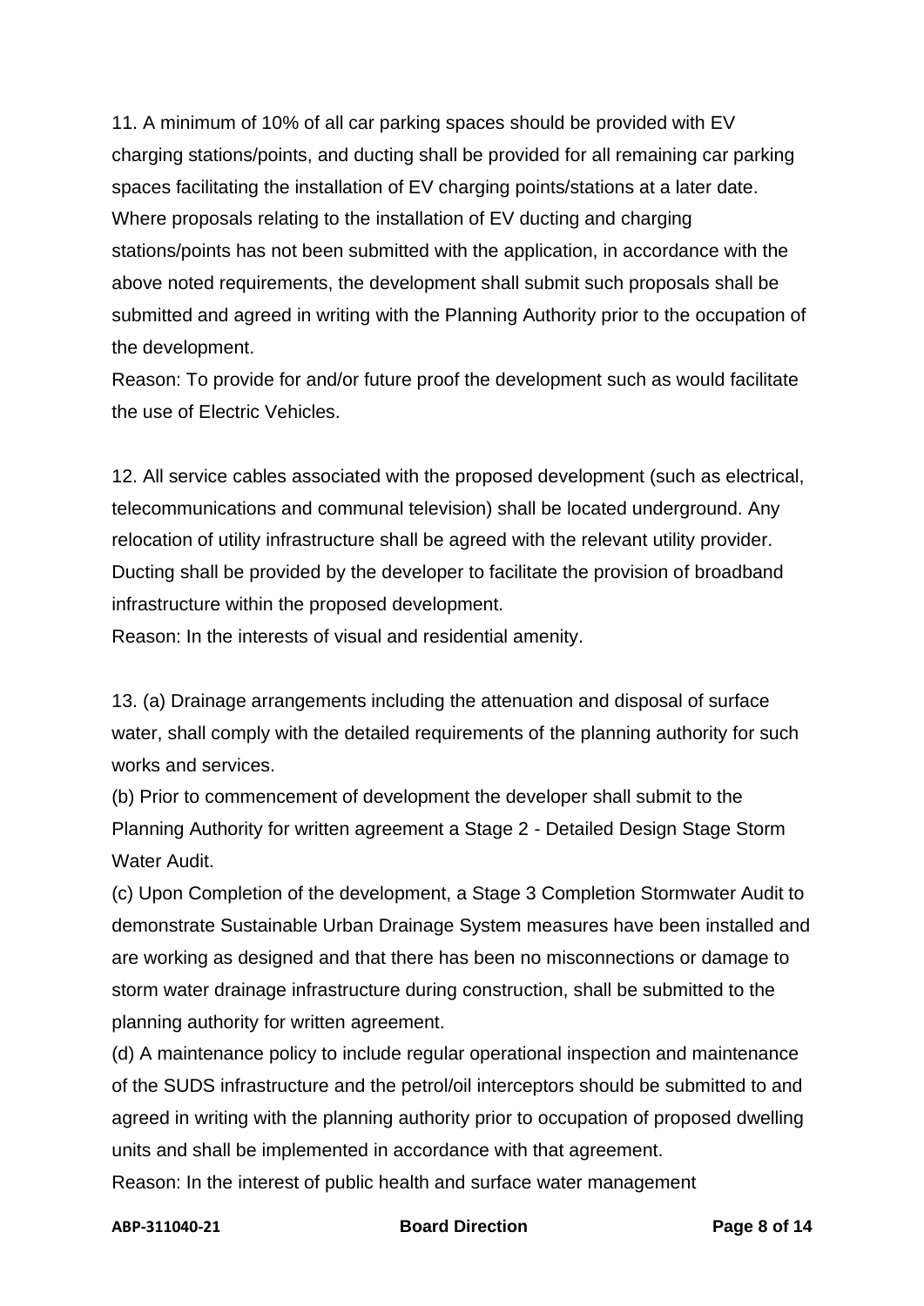11. A minimum of 10% of all car parking spaces should be provided with EV charging stations/points, and ducting shall be provided for all remaining car parking spaces facilitating the installation of EV charging points/stations at a later date. Where proposals relating to the installation of EV ducting and charging stations/points has not been submitted with the application, in accordance with the above noted requirements, the development shall submit such proposals shall be submitted and agreed in writing with the Planning Authority prior to the occupation of the development.
Reason: To provide for and/or future proof the development such as would facilitate the use of Electric Vehicles.

12. All service cables associated with the proposed development (such as electrical, telecommunications and communal television) shall be located underground. Any relocation of utility infrastructure shall be agreed with the relevant utility provider. Ducting shall be provided by the developer to facilitate the provision of broadband infrastructure within the proposed development.
Reason: In the interests of visual and residential amenity.

13. (a) Drainage arrangements including the attenuation and disposal of surface water, shall comply with the detailed requirements of the planning authority for such works and services.
(b) Prior to commencement of development the developer shall submit to the Planning Authority for written agreement a Stage 2 - Detailed Design Stage Storm Water Audit.
(c) Upon Completion of the development, a Stage 3 Completion Stormwater Audit to demonstrate Sustainable Urban Drainage System measures have been installed and are working as designed and that there has been no misconnections or damage to storm water drainage infrastructure during construction, shall be submitted to the planning authority for written agreement.
(d) A maintenance policy to include regular operational inspection and maintenance of the SUDS infrastructure and the petrol/oil interceptors should be submitted to and agreed in writing with the planning authority prior to occupation of proposed dwelling units and shall be implemented in accordance with that agreement.
Reason: In the interest of public health and surface water management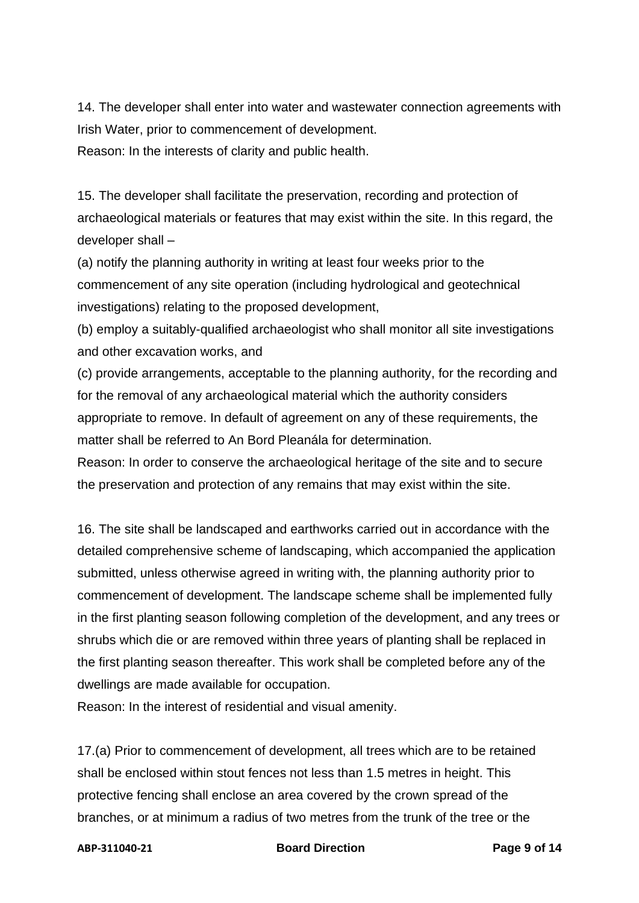14. The developer shall enter into water and wastewater connection agreements with Irish Water, prior to commencement of development.
Reason: In the interests of clarity and public health.

15. The developer shall facilitate the preservation, recording and protection of archaeological materials or features that may exist within the site. In this regard, the developer shall –
(a) notify the planning authority in writing at least four weeks prior to the commencement of any site operation (including hydrological and geotechnical investigations) relating to the proposed development,
(b) employ a suitably-qualified archaeologist who shall monitor all site investigations and other excavation works, and
(c) provide arrangements, acceptable to the planning authority, for the recording and for the removal of any archaeological material which the authority considers appropriate to remove. In default of agreement on any of these requirements, the matter shall be referred to An Bord Pleanála for determination.
Reason: In order to conserve the archaeological heritage of the site and to secure the preservation and protection of any remains that may exist within the site.

16. The site shall be landscaped and earthworks carried out in accordance with the detailed comprehensive scheme of landscaping, which accompanied the application submitted, unless otherwise agreed in writing with, the planning authority prior to commencement of development. The landscape scheme shall be implemented fully in the first planting season following completion of the development, and any trees or shrubs which die or are removed within three years of planting shall be replaced in the first planting season thereafter. This work shall be completed before any of the dwellings are made available for occupation.
Reason: In the interest of residential and visual amenity.

17.(a) Prior to commencement of development, all trees which are to be retained shall be enclosed within stout fences not less than 1.5 metres in height. This protective fencing shall enclose an area covered by the crown spread of the branches, or at minimum a radius of two metres from the trunk of the tree or the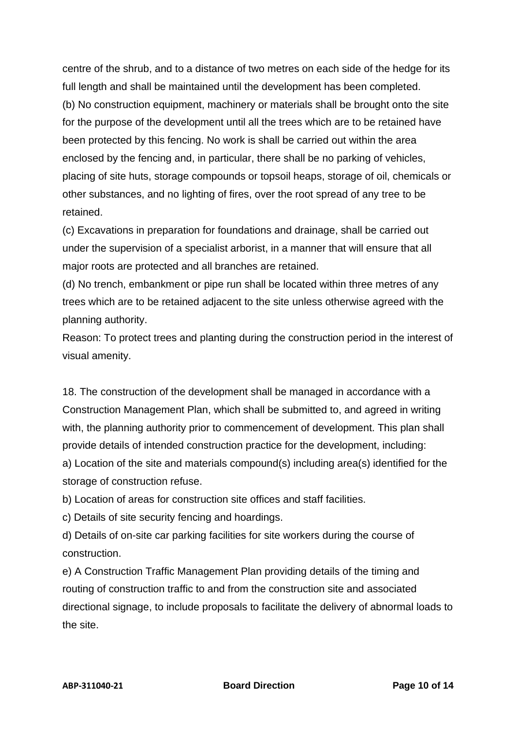centre of the shrub, and to a distance of two metres on each side of the hedge for its full length and shall be maintained until the development has been completed.

(b) No construction equipment, machinery or materials shall be brought onto the site for the purpose of the development until all the trees which are to be retained have been protected by this fencing. No work is shall be carried out within the area enclosed by the fencing and, in particular, there shall be no parking of vehicles, placing of site huts, storage compounds or topsoil heaps, storage of oil, chemicals or other substances, and no lighting of fires, over the root spread of any tree to be retained.

(c) Excavations in preparation for foundations and drainage, shall be carried out under the supervision of a specialist arborist, in a manner that will ensure that all major roots are protected and all branches are retained.

(d) No trench, embankment or pipe run shall be located within three metres of any trees which are to be retained adjacent to the site unless otherwise agreed with the planning authority.

Reason: To protect trees and planting during the construction period in the interest of visual amenity.

18. The construction of the development shall be managed in accordance with a Construction Management Plan, which shall be submitted to, and agreed in writing with, the planning authority prior to commencement of development. This plan shall provide details of intended construction practice for the development, including:

a) Location of the site and materials compound(s) including area(s) identified for the storage of construction refuse.

b) Location of areas for construction site offices and staff facilities.

c) Details of site security fencing and hoardings.

d) Details of on-site car parking facilities for site workers during the course of construction.

e) A Construction Traffic Management Plan providing details of the timing and routing of construction traffic to and from the construction site and associated directional signage, to include proposals to facilitate the delivery of abnormal loads to the site.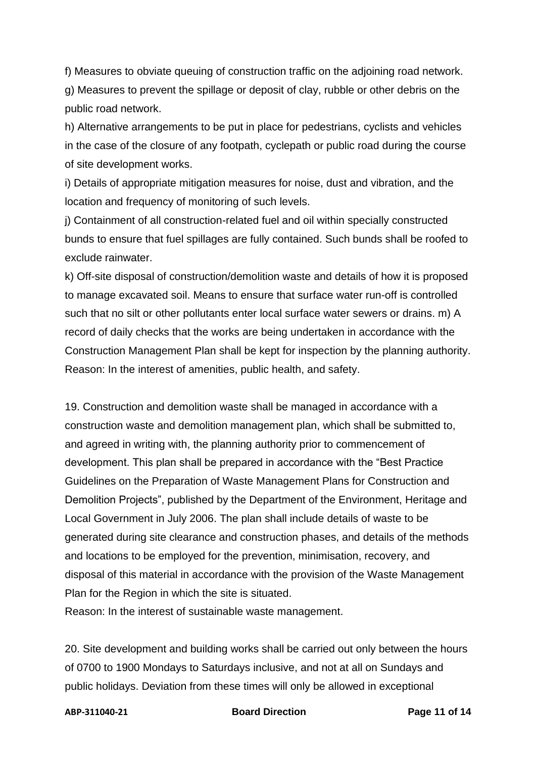f) Measures to obviate queuing of construction traffic on the adjoining road network.

g) Measures to prevent the spillage or deposit of clay, rubble or other debris on the public road network.

h) Alternative arrangements to be put in place for pedestrians, cyclists and vehicles in the case of the closure of any footpath, cyclepath or public road during the course of site development works.

i) Details of appropriate mitigation measures for noise, dust and vibration, and the location and frequency of monitoring of such levels.

j) Containment of all construction-related fuel and oil within specially constructed bunds to ensure that fuel spillages are fully contained. Such bunds shall be roofed to exclude rainwater.

k) Off-site disposal of construction/demolition waste and details of how it is proposed to manage excavated soil. Means to ensure that surface water run-off is controlled such that no silt or other pollutants enter local surface water sewers or drains. m) A record of daily checks that the works are being undertaken in accordance with the Construction Management Plan shall be kept for inspection by the planning authority.

Reason: In the interest of amenities, public health, and safety.

19. Construction and demolition waste shall be managed in accordance with a construction waste and demolition management plan, which shall be submitted to, and agreed in writing with, the planning authority prior to commencement of development. This plan shall be prepared in accordance with the "Best Practice Guidelines on the Preparation of Waste Management Plans for Construction and Demolition Projects", published by the Department of the Environment, Heritage and Local Government in July 2006. The plan shall include details of waste to be generated during site clearance and construction phases, and details of the methods and locations to be employed for the prevention, minimisation, recovery, and disposal of this material in accordance with the provision of the Waste Management Plan for the Region in which the site is situated.

Reason: In the interest of sustainable waste management.

20. Site development and building works shall be carried out only between the hours of 0700 to 1900 Mondays to Saturdays inclusive, and not at all on Sundays and public holidays. Deviation from these times will only be allowed in exceptional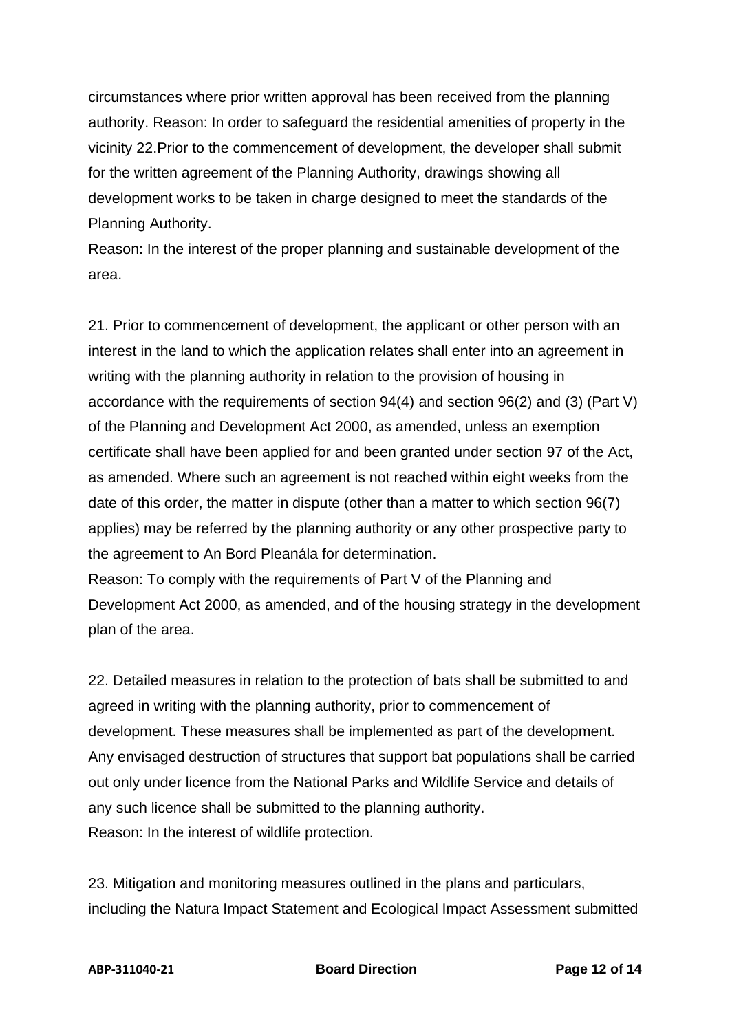circumstances where prior written approval has been received from the planning authority. Reason: In order to safeguard the residential amenities of property in the vicinity 22.Prior to the commencement of development, the developer shall submit for the written agreement of the Planning Authority, drawings showing all development works to be taken in charge designed to meet the standards of the Planning Authority.
Reason: In the interest of the proper planning and sustainable development of the area.

21. Prior to commencement of development, the applicant or other person with an interest in the land to which the application relates shall enter into an agreement in writing with the planning authority in relation to the provision of housing in accordance with the requirements of section 94(4) and section 96(2) and (3) (Part V) of the Planning and Development Act 2000, as amended, unless an exemption certificate shall have been applied for and been granted under section 97 of the Act, as amended. Where such an agreement is not reached within eight weeks from the date of this order, the matter in dispute (other than a matter to which section 96(7) applies) may be referred by the planning authority or any other prospective party to the agreement to An Bord Pleanála for determination.
Reason: To comply with the requirements of Part V of the Planning and Development Act 2000, as amended, and of the housing strategy in the development plan of the area.

22. Detailed measures in relation to the protection of bats shall be submitted to and agreed in writing with the planning authority, prior to commencement of development. These measures shall be implemented as part of the development. Any envisaged destruction of structures that support bat populations shall be carried out only under licence from the National Parks and Wildlife Service and details of any such licence shall be submitted to the planning authority.
Reason: In the interest of wildlife protection.

23. Mitigation and monitoring measures outlined in the plans and particulars, including the Natura Impact Statement and Ecological Impact Assessment submitted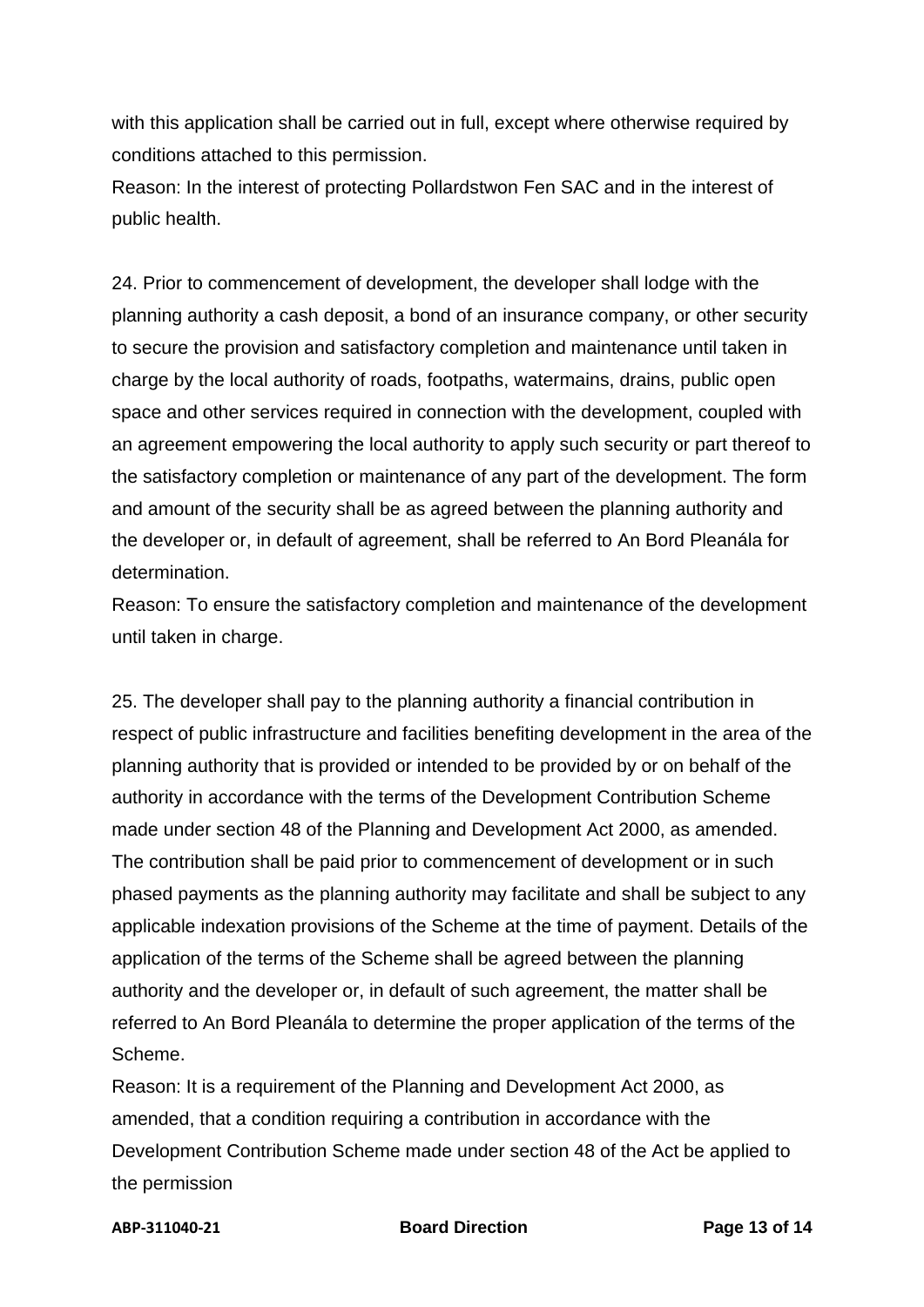with this application shall be carried out in full, except where otherwise required by conditions attached to this permission.

Reason: In the interest of protecting Pollardstwon Fen SAC and in the interest of public health.

24. Prior to commencement of development, the developer shall lodge with the planning authority a cash deposit, a bond of an insurance company, or other security to secure the provision and satisfactory completion and maintenance until taken in charge by the local authority of roads, footpaths, watermains, drains, public open space and other services required in connection with the development, coupled with an agreement empowering the local authority to apply such security or part thereof to the satisfactory completion or maintenance of any part of the development. The form and amount of the security shall be as agreed between the planning authority and the developer or, in default of agreement, shall be referred to An Bord Pleanála for determination.

Reason: To ensure the satisfactory completion and maintenance of the development until taken in charge.

25. The developer shall pay to the planning authority a financial contribution in respect of public infrastructure and facilities benefiting development in the area of the planning authority that is provided or intended to be provided by or on behalf of the authority in accordance with the terms of the Development Contribution Scheme made under section 48 of the Planning and Development Act 2000, as amended. The contribution shall be paid prior to commencement of development or in such phased payments as the planning authority may facilitate and shall be subject to any applicable indexation provisions of the Scheme at the time of payment. Details of the application of the terms of the Scheme shall be agreed between the planning authority and the developer or, in default of such agreement, the matter shall be referred to An Bord Pleanála to determine the proper application of the terms of the Scheme.

Reason: It is a requirement of the Planning and Development Act 2000, as amended, that a condition requiring a contribution in accordance with the Development Contribution Scheme made under section 48 of the Act be applied to the permission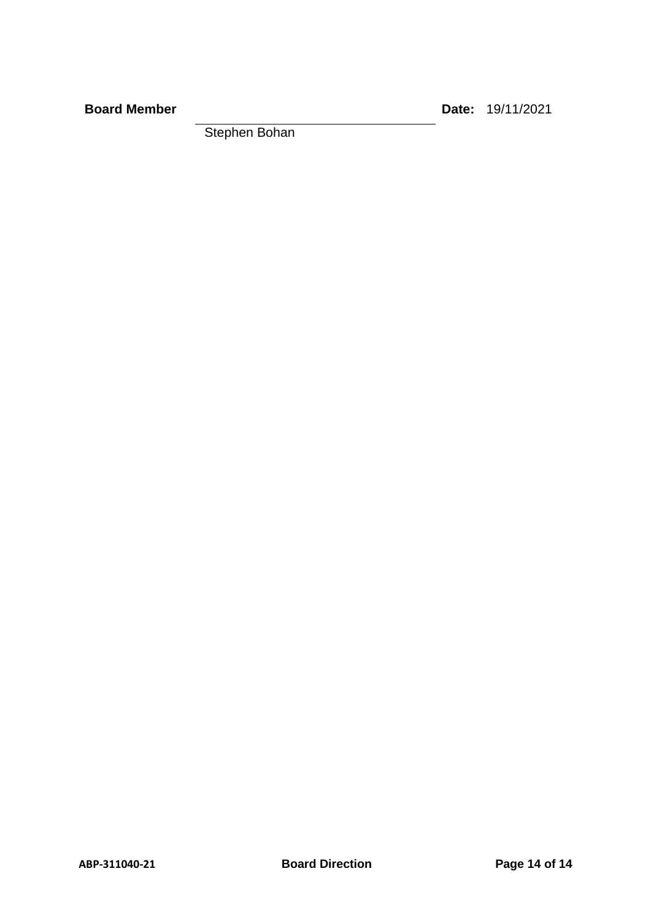**Board Member** \_\_\_\_\_\_\_\_\_\_\_\_\_\_\_\_\_\_\_\_\_\_\_\_\_\_\_\_\_\_\_\_ **Date:** 19/11/2021

Stephen Bohan